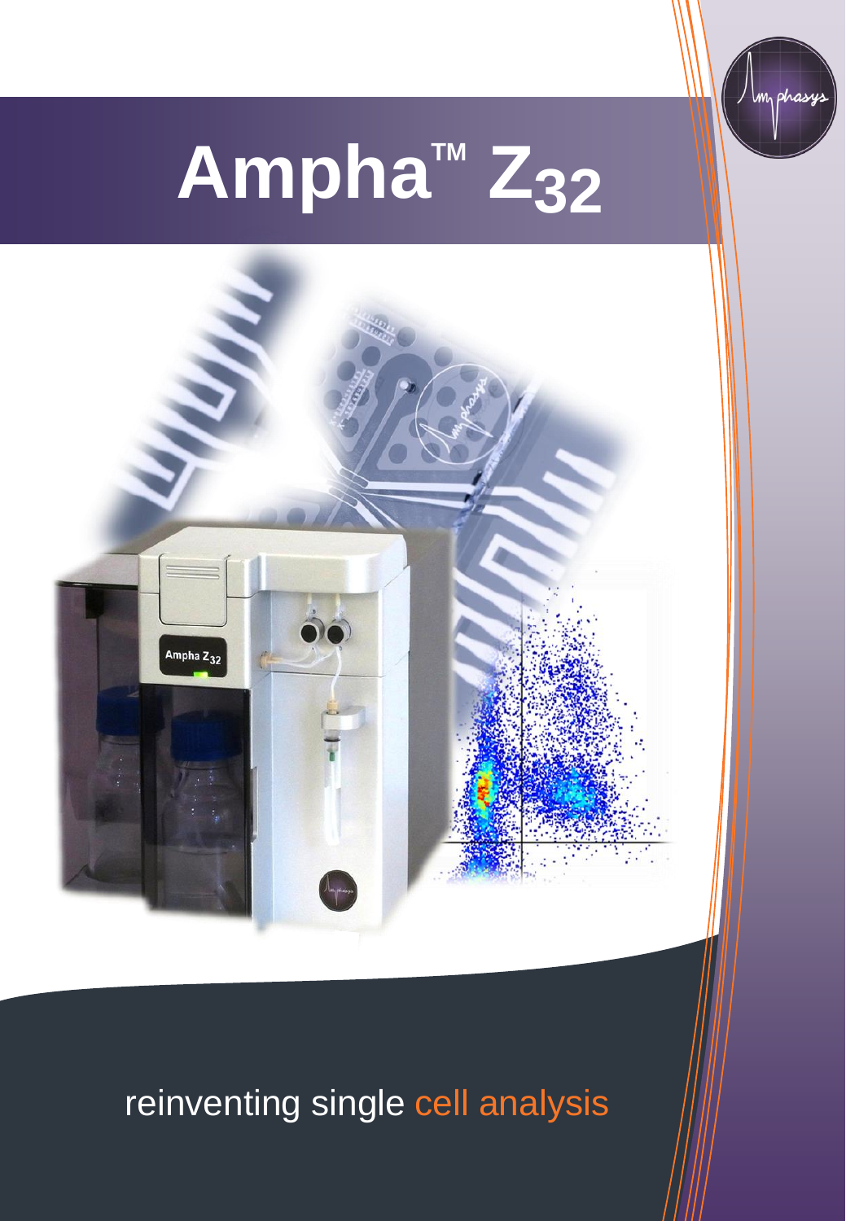# Ampha™ $Z_{32}$

reinventing single cell analysis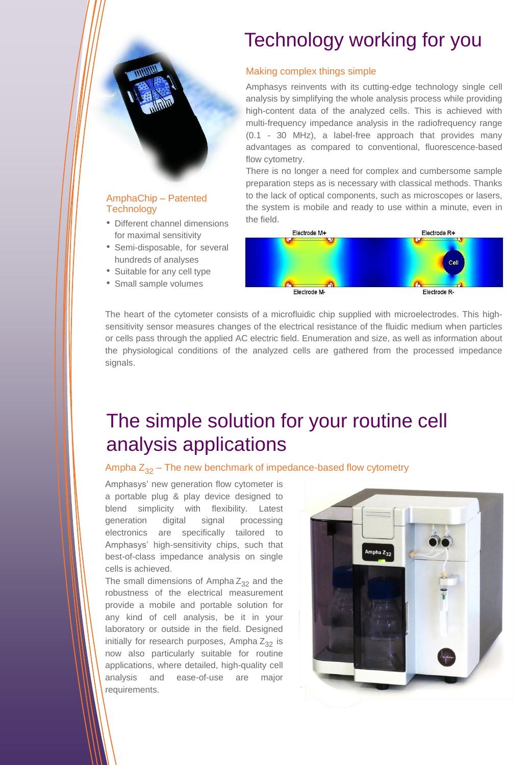# Technology working for you

## Making complex things simple

Amphasys reinvents with its cutting-edge technology single cell analysis by simplifying the whole analysis process while providing high-content data of the analyzed cells. This is achieved with multi-frequency impedance analysis in the radiofrequency range (0.1 - 30 MHz), a label-free approach that provides many advantages as compared to conventional, fluorescence-based flow cytometry.

There is no longer a need for complex and cumbersome sample preparation steps as is necessary with classical methods. Thanks to the lack of optical components, such as microscopes or lasers, the system is mobile and ready to use within a minute, even in the field.

### AmphaChip – Patented Technology

- Different channel dimensions for maximal sensitivity
- Semi-disposable, for several hundreds of analyses
- Suitable for any cell type
- Small sample volumes

Electrode M+ Electrode R+

Cell

Electrode M- Electrode R-

The heart of the cytometer consists of a microfluidic chip supplied with microelectrodes. This high-sensitivity sensor measures changes of the electrical resistance of the fluidic medium when particles or cells pass through the applied AC electric field. Enumeration and size, as well as information about the physiological conditions of the analyzed cells are gathered from the processed impedance signals.

# The simple solution for your routine cell analysis applications

## Ampha $Z_{32}$ – The new benchmark of impedance-based flow cytometry

Amphasys' new generation flow cytometer is a portable plug & play device designed to blend simplicity with flexibility. Latest generation digital signal processing electronics are specifically tailored to Amphasys' high-sensitivity chips, such that best-of-class impedance analysis on single cells is achieved.

The small dimensions of Ampha $Z_{32}$ and the robustness of the electrical measurement provide a mobile and portable solution for any kind of cell analysis, be it in your laboratory or outside in the field. Designed initially for research purposes, Ampha $Z_{32}$ is now also particularly suitable for routine applications, where detailed, high-quality cell analysis and ease-of-use are major requirements.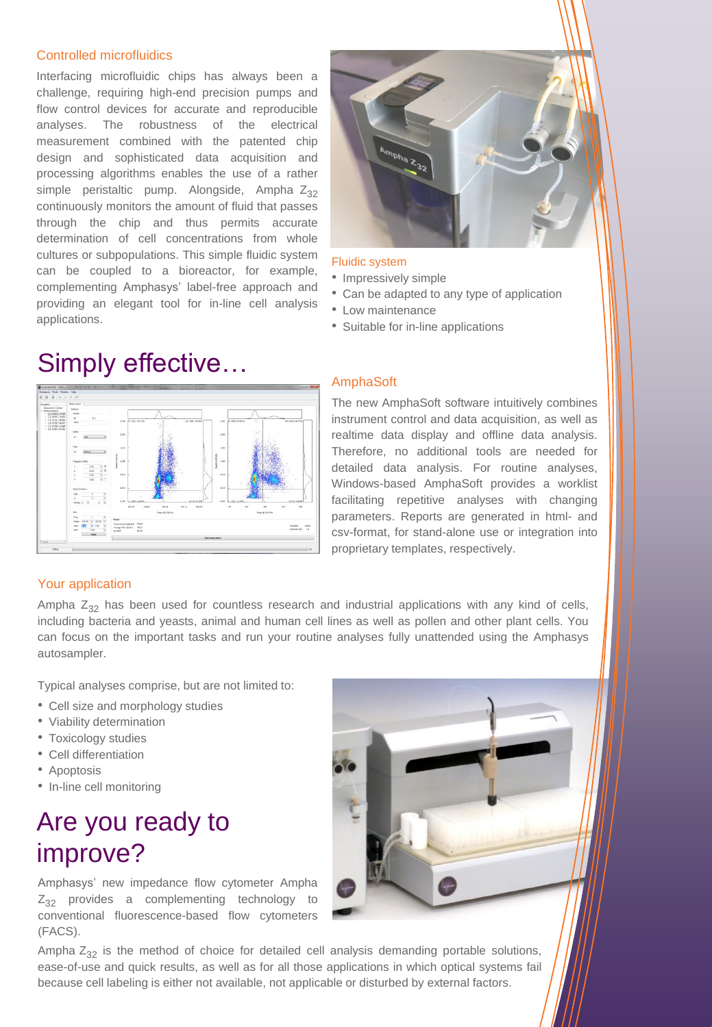### Controlled microfluidics

Interfacing microfluidic chips has always been a challenge, requiring high-end precision pumps and flow control devices for accurate and reproducible analyses. The robustness of the electrical measurement combined with the patented chip design and sophisticated data acquisition and processing algorithms enables the use of a rather simple peristaltic pump. Alongside, Ampha $Z_{32}$ continuously monitors the amount of fluid that passes through the chip and thus permits accurate determination of cell concentrations from whole cultures or subpopulations. This simple fluidic system can be coupled to a bioreactor, for example, complementing Amphasys' label-free approach and providing an elegant tool for in-line cell analysis applications.

### Fluidic system

- Impressively simple
- Can be adapted to any type of application
- Low maintenance
- Suitable for in-line applications

# Simply effective…

### AmphaSoft

The new AmphaSoft software intuitively combines instrument control and data acquisition, as well as realtime data display and offline data analysis. Therefore, no additional tools are needed for detailed data analysis. For routine analyses, Windows-based AmphaSoft provides a worklist facilitating repetitive analyses with changing parameters. Reports are generated in html- and csv-format, for stand-alone use or integration into proprietary templates, respectively.

### Your application

Ampha $Z_{32}$ has been used for countless research and industrial applications with any kind of cells, including bacteria and yeasts, animal and human cell lines as well as pollen and other plant cells. You can focus on the important tasks and run your routine analyses fully unattended using the Amphasys autosampler.

Typical analyses comprise, but are not limited to:

- Cell size and morphology studies
- Viability determination
- Toxicology studies
- Cell differentiation
- Apoptosis
- In-line cell monitoring

# Are you ready to improve?

Amphasys' new impedance flow cytometer Ampha $Z_{32}$ provides a complementing technology to conventional fluorescence-based flow cytometers (FACS).

Ampha $Z_{32}$ is the method of choice for detailed cell analysis demanding portable solutions, ease-of-use and quick results, as well as for all those applications in which optical systems fail because cell labeling is either not available, not applicable or disturbed by external factors.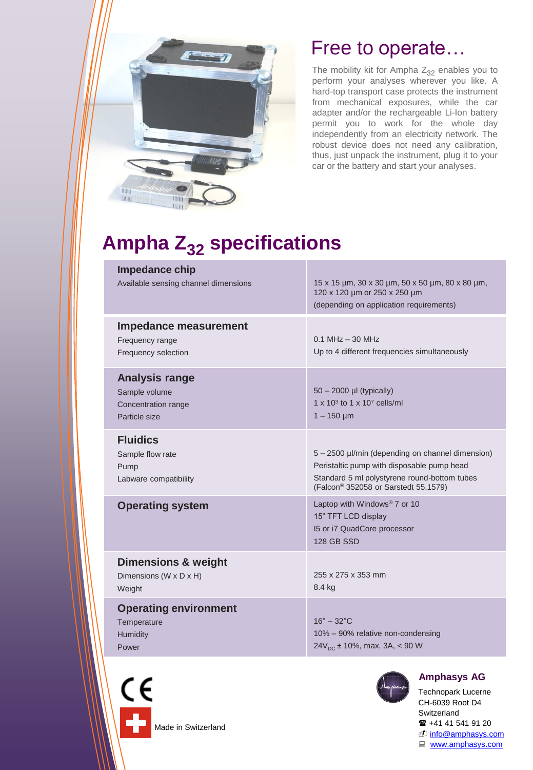## Free to operate…

The mobility kit for Ampha $Z_{32}$ enables you to perform your analyses wherever you like. A hard-top transport case protects the instrument from mechanical exposures, while the car adapter and/or the rechargeable Li-Ion battery permit you to work for the whole day independently from an electricity network. The robust device does not need any calibration, thus, just unpack the instrument, plug it to your car or the battery and start your analyses.

# Ampha $Z_{32}$ specifications

| | |
|---|---|
| **Impedance chip** | |
| Available sensing channel dimensions | 15 x 15 µm, 30 x 30 µm, 50 x 50 µm, 80 x 80 µm, 120 x 120 µm or 250 x 250 µm (depending on application requirements) |
| **Impedance measurement** | |
| Frequency range | 0.1 MHz – 30 MHz |
| Frequency selection | Up to 4 different frequencies simultaneously |
| **Analysis range** | |
| Sample volume | 50 – 2000 µl (typically) |
| Concentration range | 1 x $10^3$ to 1 x $10^7$ cells/ml |
| Particle size | 1 – 150 µm |
| **Fluidics** | |
| Sample flow rate | 5 – 2500 µl/min (depending on channel dimension) |
| Pump | Peristaltic pump with disposable pump head |
| Labware compatibility | Standard 5 ml polystyrene round-bottom tubes (Falcon® 352058 or Sarstedt 55.1579) |
| **Operating system** | Laptop with Windows® 7 or 10<br>15" TFT LCD display<br>I5 or i7 QuadCore processor<br>128 GB SSD |
| **Dimensions & weight** | |
| Dimensions (W x D x H) | 255 x 275 x 353 mm |
| Weight | 8.4 kg |
| **Operating environment** | |
| Temperature | 16° – 32°C |
| Humidity | 10% – 90% relative non-condensing |
| Power | $24V_{DC}$ ± 10%, max. 3A, < 90 W |

CE

Made in Switzerland

**Amphasys AG**
Technopark Lucerne
CH-6039 Root D4
Switzerland
☎ +41 41 541 91 20
info@amphasys.com
www.amphasys.com